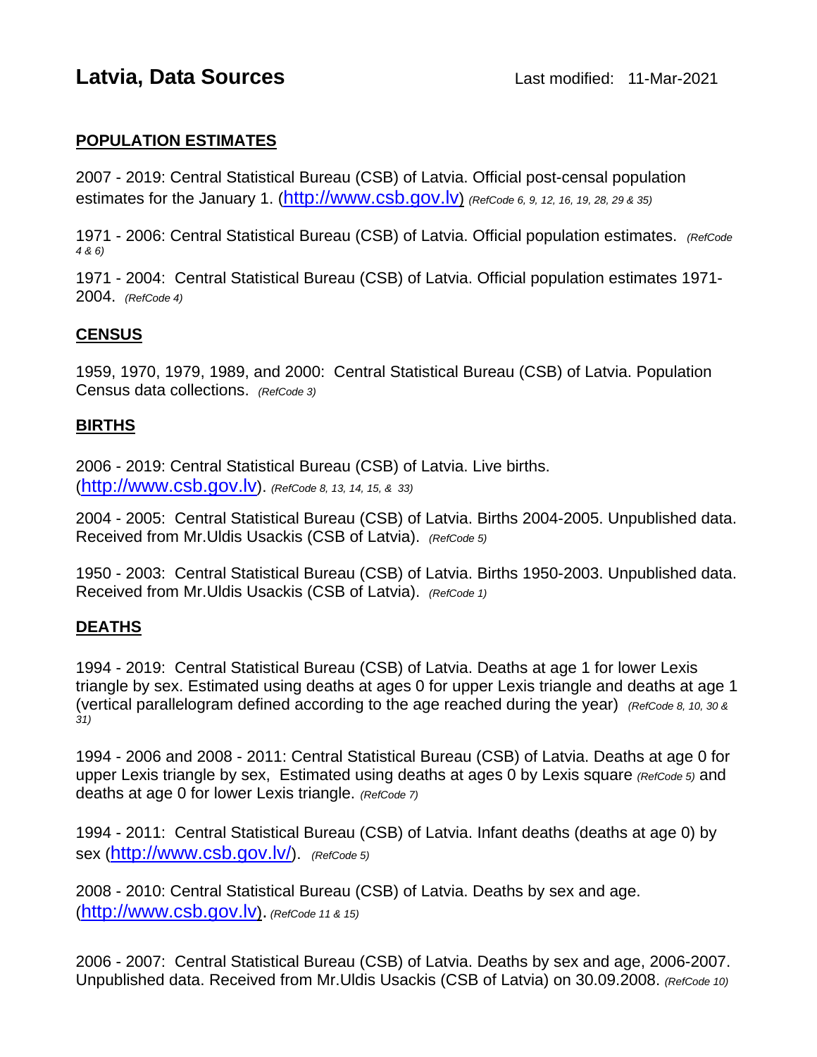# Latvia, Data Sources

Last modified: 11-Mar-2021

## POPULATION ESTIMATES

2007 - 2019: Central Statistical Bureau (CSB) of Latvia. Official post-censal population estimates for the January 1. (http://www.csb.gov.lv) *(RefCode 6, 9, 12, 16, 19, 28, 29 & 35)*

1971 - 2006: Central Statistical Bureau (CSB) of Latvia. Official population estimates. *(RefCode 4 & 6)*

1971 - 2004: Central Statistical Bureau (CSB) of Latvia. Official population estimates 1971-2004. *(RefCode 4)*

## CENSUS

1959, 1970, 1979, 1989, and 2000: Central Statistical Bureau (CSB) of Latvia. Population Census data collections. *(RefCode 3)*

## BIRTHS

2006 - 2019: Central Statistical Bureau (CSB) of Latvia. Live births. (http://www.csb.gov.lv). *(RefCode 8, 13, 14, 15, & 33)*

2004 - 2005: Central Statistical Bureau (CSB) of Latvia. Births 2004-2005. Unpublished data. Received from Mr.Uldis Usackis (CSB of Latvia). *(RefCode 5)*

1950 - 2003: Central Statistical Bureau (CSB) of Latvia. Births 1950-2003. Unpublished data. Received from Mr.Uldis Usackis (CSB of Latvia). *(RefCode 1)*

## DEATHS

1994 - 2019: Central Statistical Bureau (CSB) of Latvia. Deaths at age 1 for lower Lexis triangle by sex. Estimated using deaths at ages 0 for upper Lexis triangle and deaths at age 1 (vertical parallelogram defined according to the age reached during the year) *(RefCode 8, 10, 30 & 31)*

1994 - 2006 and 2008 - 2011: Central Statistical Bureau (CSB) of Latvia. Deaths at age 0 for upper Lexis triangle by sex, Estimated using deaths at ages 0 by Lexis square *(RefCode 5)* and deaths at age 0 for lower Lexis triangle. *(RefCode 7)*

1994 - 2011: Central Statistical Bureau (CSB) of Latvia. Infant deaths (deaths at age 0) by sex (http://www.csb.gov.lv/). *(RefCode 5)*

2008 - 2010: Central Statistical Bureau (CSB) of Latvia. Deaths by sex and age. (http://www.csb.gov.lv). *(RefCode 11 & 15)*

2006 - 2007: Central Statistical Bureau (CSB) of Latvia. Deaths by sex and age, 2006-2007. Unpublished data. Received from Mr.Uldis Usackis (CSB of Latvia) on 30.09.2008. *(RefCode 10)*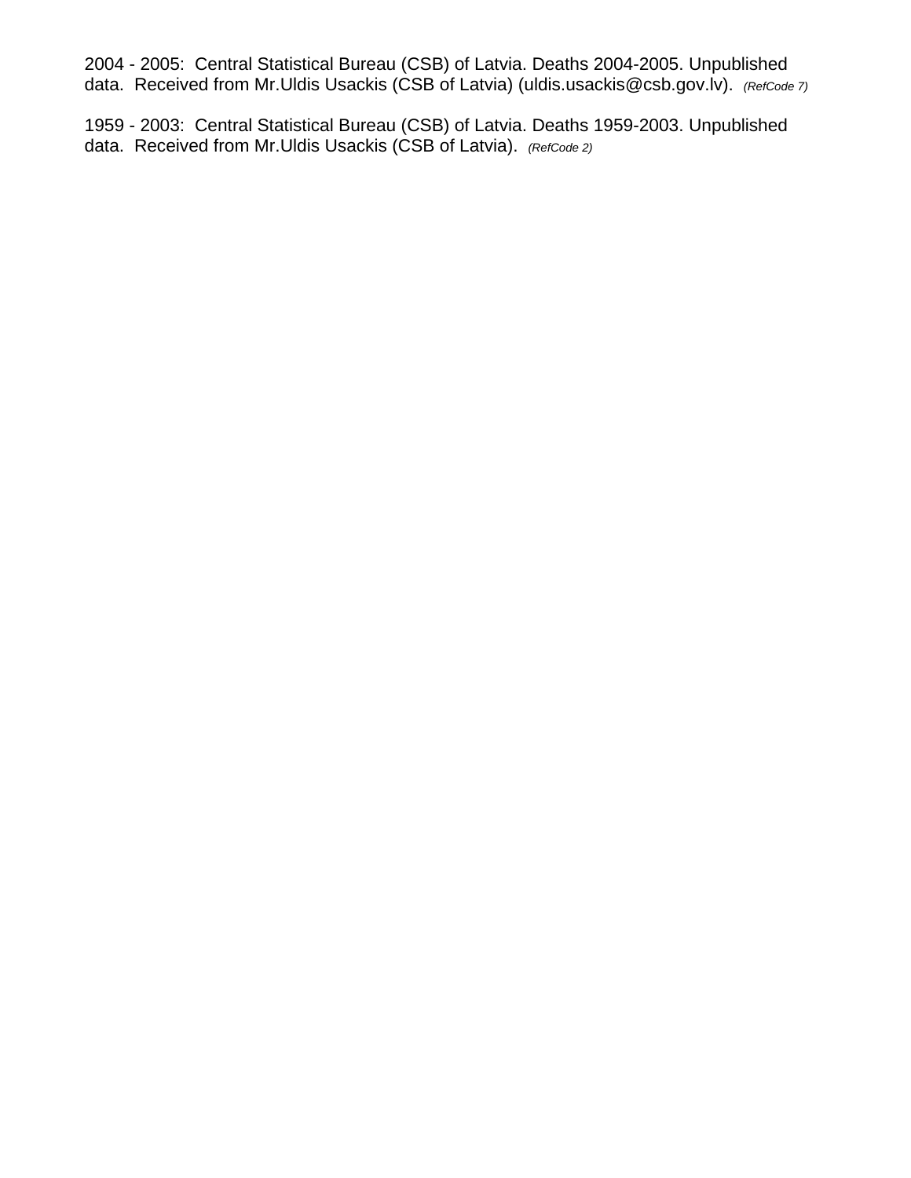2004 - 2005: Central Statistical Bureau (CSB) of Latvia. Deaths 2004-2005. Unpublished data. Received from Mr.Uldis Usackis (CSB of Latvia) (uldis.usackis@csb.gov.lv). *(RefCode 7)*

1959 - 2003: Central Statistical Bureau (CSB) of Latvia. Deaths 1959-2003. Unpublished data. Received from Mr.Uldis Usackis (CSB of Latvia). *(RefCode 2)*